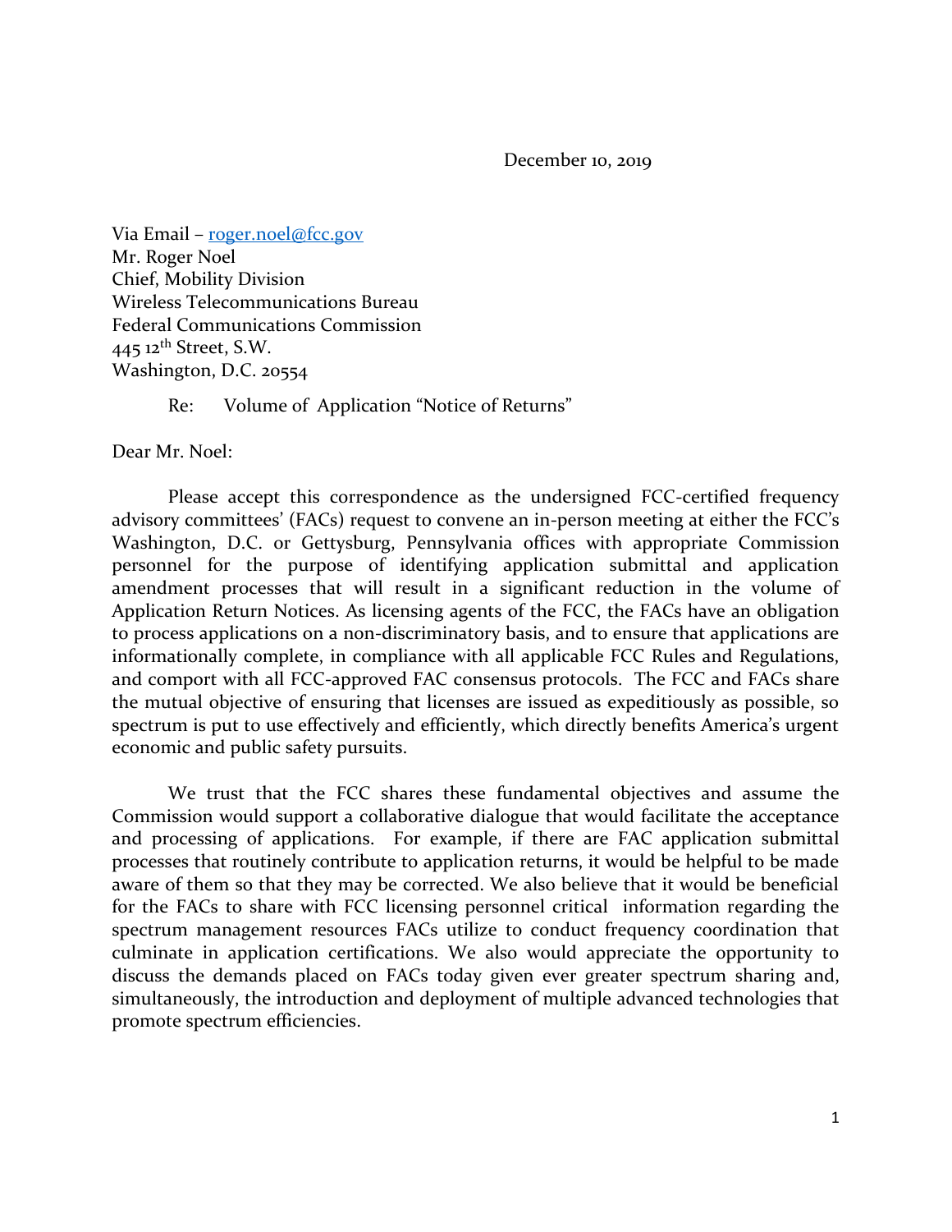December 10, 2019

Via Email – [roger.noel@fcc.gov](mailto:roger.noel@fcc.gov)
Mr. Roger Noel
Chief, Mobility Division
Wireless Telecommunications Bureau
Federal Communications Commission
445 12th Street, S.W.
Washington, D.C. 20554

Re: Volume of Application "Notice of Returns"

Dear Mr. Noel:

Please accept this correspondence as the undersigned FCC-certified frequency advisory committees' (FACs) request to convene an in-person meeting at either the FCC's Washington, D.C. or Gettysburg, Pennsylvania offices with appropriate Commission personnel for the purpose of identifying application submittal and application amendment processes that will result in a significant reduction in the volume of Application Return Notices. As licensing agents of the FCC, the FACs have an obligation to process applications on a non-discriminatory basis, and to ensure that applications are informationally complete, in compliance with all applicable FCC Rules and Regulations, and comport with all FCC-approved FAC consensus protocols. The FCC and FACs share the mutual objective of ensuring that licenses are issued as expeditiously as possible, so spectrum is put to use effectively and efficiently, which directly benefits America's urgent economic and public safety pursuits.

We trust that the FCC shares these fundamental objectives and assume the Commission would support a collaborative dialogue that would facilitate the acceptance and processing of applications. For example, if there are FAC application submittal processes that routinely contribute to application returns, it would be helpful to be made aware of them so that they may be corrected. We also believe that it would be beneficial for the FACs to share with FCC licensing personnel critical information regarding the spectrum management resources FACs utilize to conduct frequency coordination that culminate in application certifications. We also would appreciate the opportunity to discuss the demands placed on FACs today given ever greater spectrum sharing and, simultaneously, the introduction and deployment of multiple advanced technologies that promote spectrum efficiencies.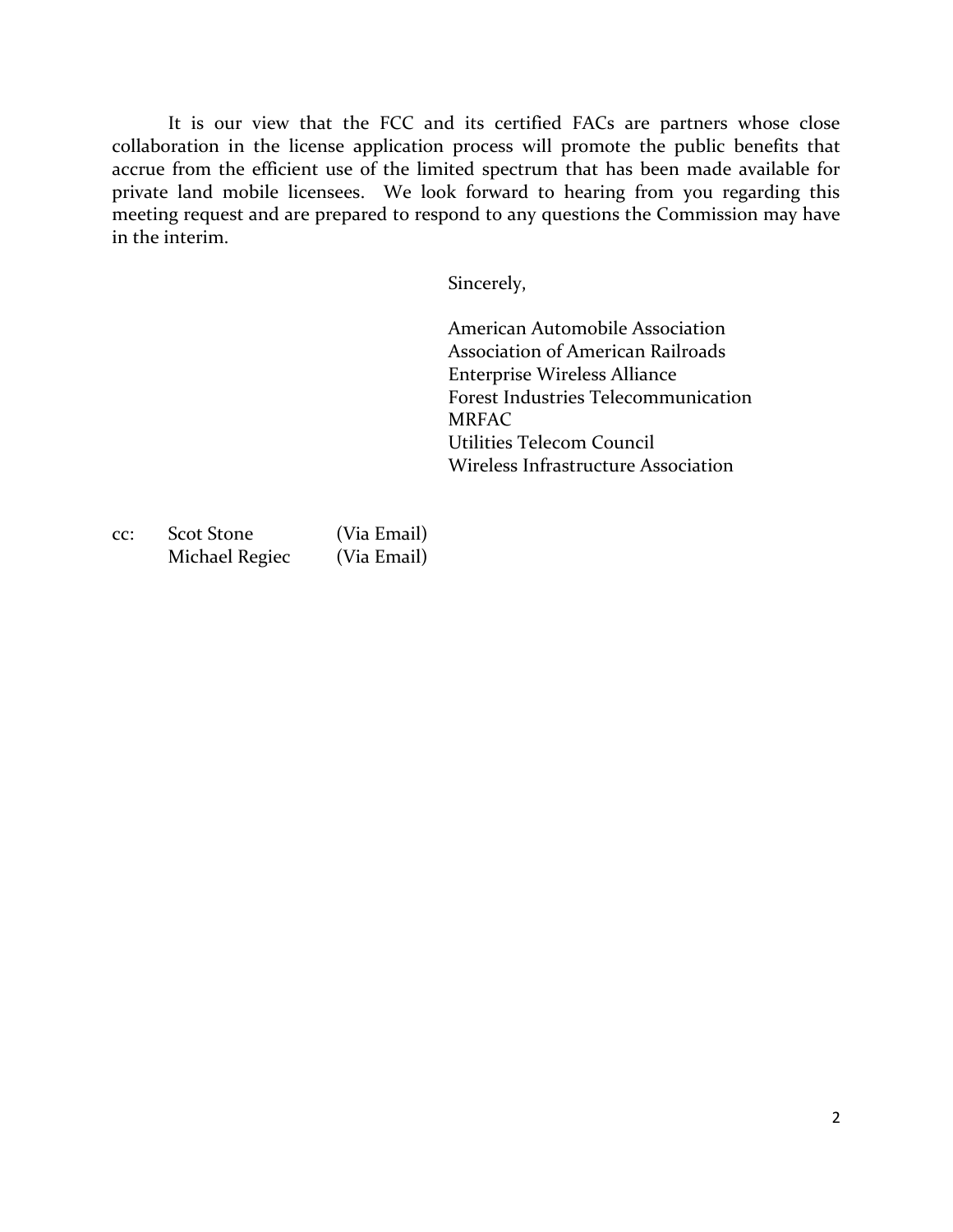It is our view that the FCC and its certified FACs are partners whose close collaboration in the license application process will promote the public benefits that accrue from the efficient use of the limited spectrum that has been made available for private land mobile licensees. We look forward to hearing from you regarding this meeting request and are prepared to respond to any questions the Commission may have in the interim.

Sincerely,

American Automobile Association
Association of American Railroads
Enterprise Wireless Alliance
Forest Industries Telecommunication
MRFAC
Utilities Telecom Council
Wireless Infrastructure Association

cc: Scot Stone (Via Email)
Michael Regiec (Via Email)